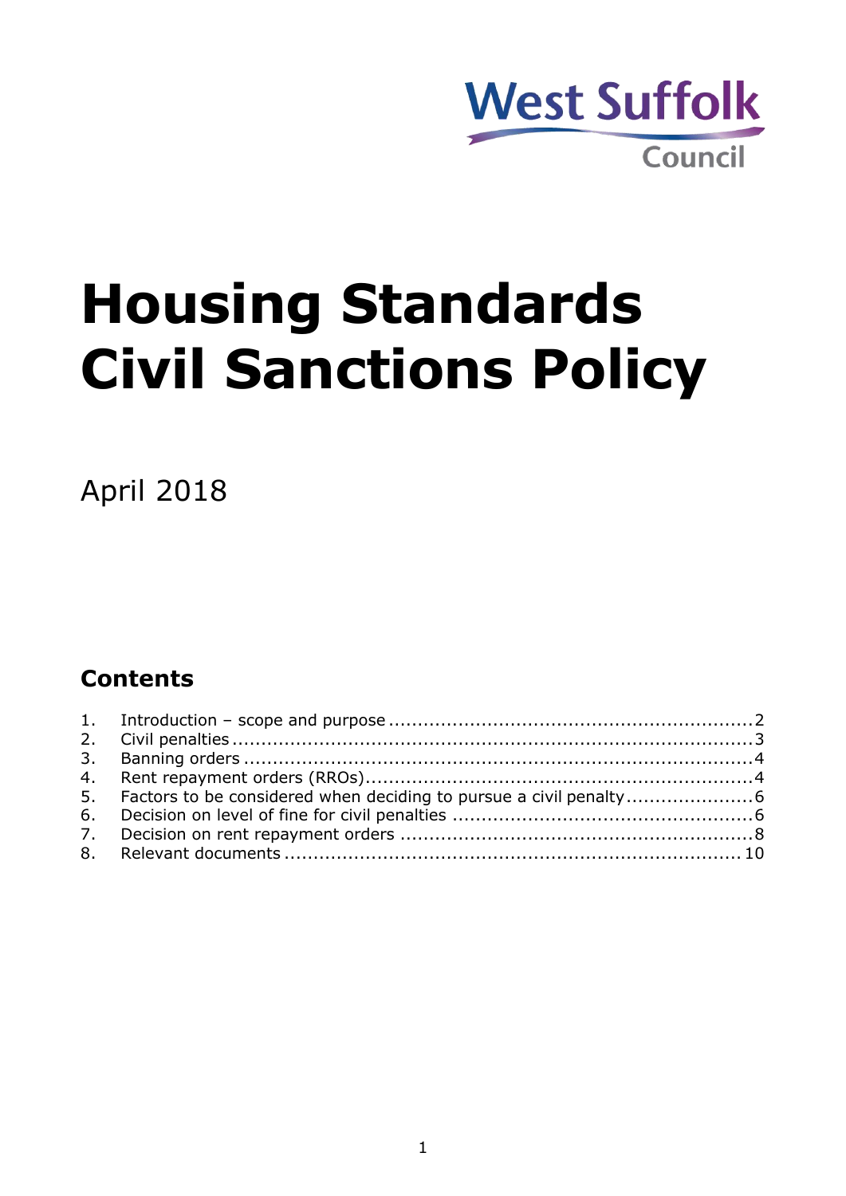West Suffolk Council

# Housing Standards Civil Sanctions Policy

April 2018

## Contents

1. Introduction – scope and purpose ..... 2
2. Civil penalties ..... 3
3. Banning orders ..... 4
4. Rent repayment orders (RROs) ..... 4
5. Factors to be considered when deciding to pursue a civil penalty ..... 6
6. Decision on level of fine for civil penalties ..... 6
7. Decision on rent repayment orders ..... 8
8. Relevant documents ..... 10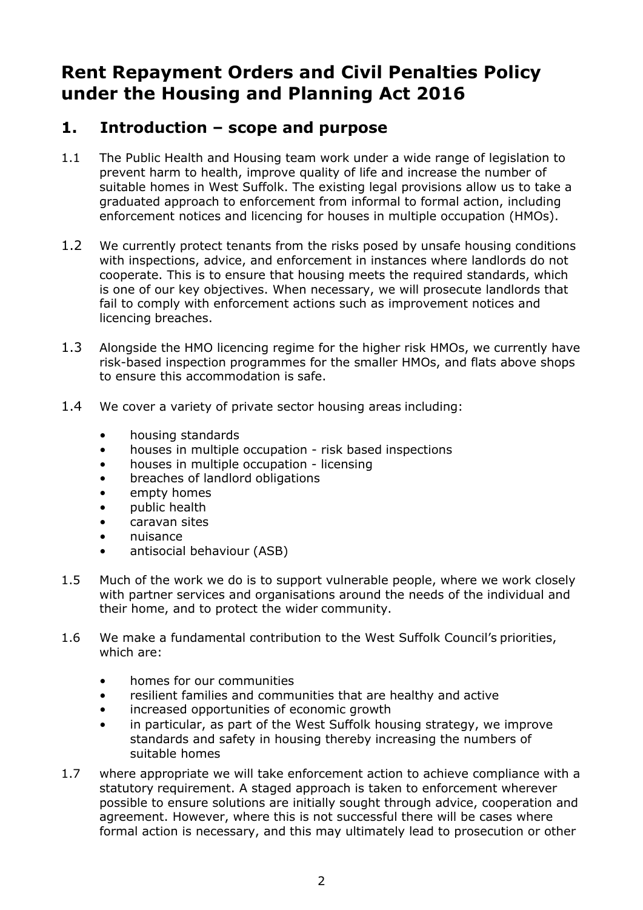# Rent Repayment Orders and Civil Penalties Policy under the Housing and Planning Act 2016

## 1. Introduction – scope and purpose

1.1 The Public Health and Housing team work under a wide range of legislation to prevent harm to health, improve quality of life and increase the number of suitable homes in West Suffolk. The existing legal provisions allow us to take a graduated approach to enforcement from informal to formal action, including enforcement notices and licencing for houses in multiple occupation (HMOs).

1.2 We currently protect tenants from the risks posed by unsafe housing conditions with inspections, advice, and enforcement in instances where landlords do not cooperate. This is to ensure that housing meets the required standards, which is one of our key objectives. When necessary, we will prosecute landlords that fail to comply with enforcement actions such as improvement notices and licencing breaches.

1.3 Alongside the HMO licencing regime for the higher risk HMOs, we currently have risk-based inspection programmes for the smaller HMOs, and flats above shops to ensure this accommodation is safe.

1.4 We cover a variety of private sector housing areas including:

- housing standards
- houses in multiple occupation - risk based inspections
- houses in multiple occupation - licensing
- breaches of landlord obligations
- empty homes
- public health
- caravan sites
- nuisance
- antisocial behaviour (ASB)

1.5 Much of the work we do is to support vulnerable people, where we work closely with partner services and organisations around the needs of the individual and their home, and to protect the wider community.

1.6 We make a fundamental contribution to the West Suffolk Council's priorities, which are:

- homes for our communities
- resilient families and communities that are healthy and active
- increased opportunities of economic growth
- in particular, as part of the West Suffolk housing strategy, we improve standards and safety in housing thereby increasing the numbers of suitable homes

1.7 where appropriate we will take enforcement action to achieve compliance with a statutory requirement. A staged approach is taken to enforcement wherever possible to ensure solutions are initially sought through advice, cooperation and agreement. However, where this is not successful there will be cases where formal action is necessary, and this may ultimately lead to prosecution or other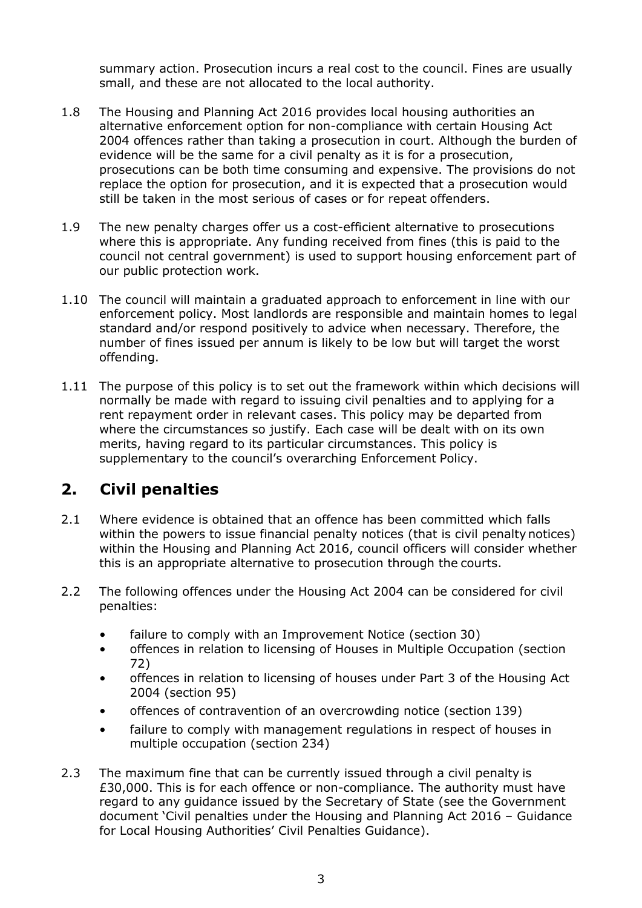summary action. Prosecution incurs a real cost to the council. Fines are usually small, and these are not allocated to the local authority.

1.8 The Housing and Planning Act 2016 provides local housing authorities an alternative enforcement option for non-compliance with certain Housing Act 2004 offences rather than taking a prosecution in court. Although the burden of evidence will be the same for a civil penalty as it is for a prosecution, prosecutions can be both time consuming and expensive. The provisions do not replace the option for prosecution, and it is expected that a prosecution would still be taken in the most serious of cases or for repeat offenders.

1.9 The new penalty charges offer us a cost-efficient alternative to prosecutions where this is appropriate. Any funding received from fines (this is paid to the council not central government) is used to support housing enforcement part of our public protection work.

1.10 The council will maintain a graduated approach to enforcement in line with our enforcement policy. Most landlords are responsible and maintain homes to legal standard and/or respond positively to advice when necessary. Therefore, the number of fines issued per annum is likely to be low but will target the worst offending.

1.11 The purpose of this policy is to set out the framework within which decisions will normally be made with regard to issuing civil penalties and to applying for a rent repayment order in relevant cases. This policy may be departed from where the circumstances so justify. Each case will be dealt with on its own merits, having regard to its particular circumstances. This policy is supplementary to the council's overarching Enforcement Policy.

## 2. Civil penalties

2.1 Where evidence is obtained that an offence has been committed which falls within the powers to issue financial penalty notices (that is civil penalty notices) within the Housing and Planning Act 2016, council officers will consider whether this is an appropriate alternative to prosecution through the courts.

2.2 The following offences under the Housing Act 2004 can be considered for civil penalties:

- failure to comply with an Improvement Notice (section 30)
- offences in relation to licensing of Houses in Multiple Occupation (section 72)
- offences in relation to licensing of houses under Part 3 of the Housing Act 2004 (section 95)
- offences of contravention of an overcrowding notice (section 139)
- failure to comply with management regulations in respect of houses in multiple occupation (section 234)

2.3 The maximum fine that can be currently issued through a civil penalty is £30,000. This is for each offence or non-compliance. The authority must have regard to any guidance issued by the Secretary of State (see the Government document 'Civil penalties under the Housing and Planning Act 2016 – Guidance for Local Housing Authorities' Civil Penalties Guidance).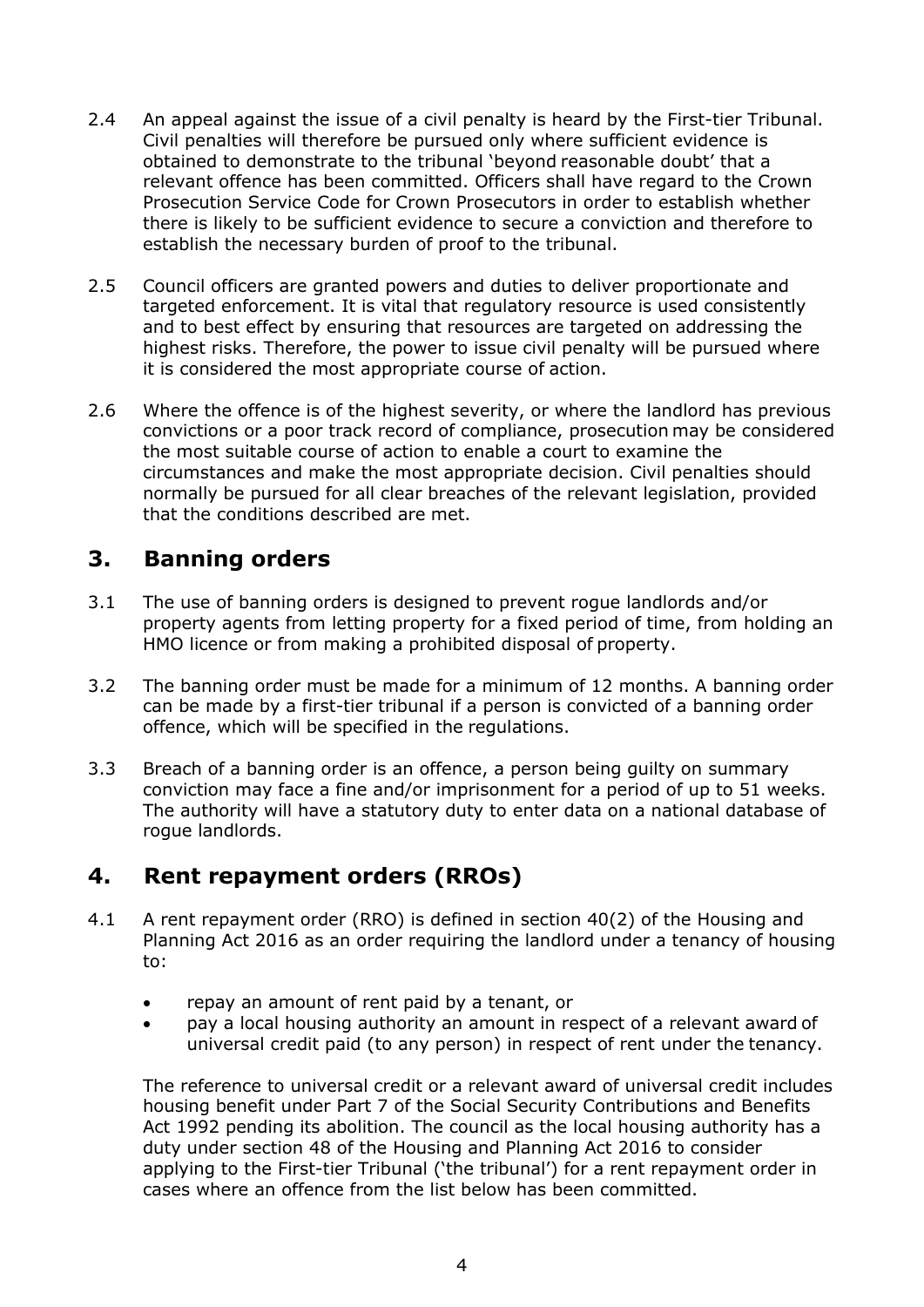2.4 An appeal against the issue of a civil penalty is heard by the First-tier Tribunal. Civil penalties will therefore be pursued only where sufficient evidence is obtained to demonstrate to the tribunal 'beyond reasonable doubt' that a relevant offence has been committed. Officers shall have regard to the Crown Prosecution Service Code for Crown Prosecutors in order to establish whether there is likely to be sufficient evidence to secure a conviction and therefore to establish the necessary burden of proof to the tribunal.

2.5 Council officers are granted powers and duties to deliver proportionate and targeted enforcement. It is vital that regulatory resource is used consistently and to best effect by ensuring that resources are targeted on addressing the highest risks. Therefore, the power to issue civil penalty will be pursued where it is considered the most appropriate course of action.

2.6 Where the offence is of the highest severity, or where the landlord has previous convictions or a poor track record of compliance, prosecution may be considered the most suitable course of action to enable a court to examine the circumstances and make the most appropriate decision. Civil penalties should normally be pursued for all clear breaches of the relevant legislation, provided that the conditions described are met.

## 3. Banning orders

3.1 The use of banning orders is designed to prevent rogue landlords and/or property agents from letting property for a fixed period of time, from holding an HMO licence or from making a prohibited disposal of property.

3.2 The banning order must be made for a minimum of 12 months. A banning order can be made by a first-tier tribunal if a person is convicted of a banning order offence, which will be specified in the regulations.

3.3 Breach of a banning order is an offence, a person being guilty on summary conviction may face a fine and/or imprisonment for a period of up to 51 weeks. The authority will have a statutory duty to enter data on a national database of rogue landlords.

## 4. Rent repayment orders (RROs)

4.1 A rent repayment order (RRO) is defined in section 40(2) of the Housing and Planning Act 2016 as an order requiring the landlord under a tenancy of housing to:

- repay an amount of rent paid by a tenant, or
- pay a local housing authority an amount in respect of a relevant award of universal credit paid (to any person) in respect of rent under the tenancy.

The reference to universal credit or a relevant award of universal credit includes housing benefit under Part 7 of the Social Security Contributions and Benefits Act 1992 pending its abolition. The council as the local housing authority has a duty under section 48 of the Housing and Planning Act 2016 to consider applying to the First-tier Tribunal ('the tribunal') for a rent repayment order in cases where an offence from the list below has been committed.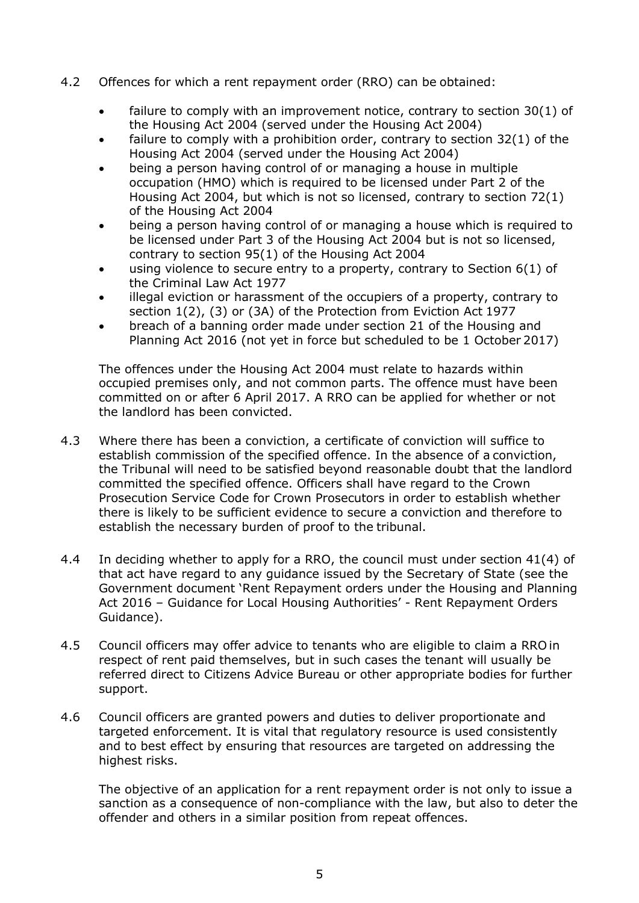4.2 Offences for which a rent repayment order (RRO) can be obtained:

- failure to comply with an improvement notice, contrary to section 30(1) of the Housing Act 2004 (served under the Housing Act 2004)
- failure to comply with a prohibition order, contrary to section 32(1) of the Housing Act 2004 (served under the Housing Act 2004)
- being a person having control of or managing a house in multiple occupation (HMO) which is required to be licensed under Part 2 of the Housing Act 2004, but which is not so licensed, contrary to section 72(1) of the Housing Act 2004
- being a person having control of or managing a house which is required to be licensed under Part 3 of the Housing Act 2004 but is not so licensed, contrary to section 95(1) of the Housing Act 2004
- using violence to secure entry to a property, contrary to Section 6(1) of the Criminal Law Act 1977
- illegal eviction or harassment of the occupiers of a property, contrary to section 1(2), (3) or (3A) of the Protection from Eviction Act 1977
- breach of a banning order made under section 21 of the Housing and Planning Act 2016 (not yet in force but scheduled to be 1 October 2017)

The offences under the Housing Act 2004 must relate to hazards within occupied premises only, and not common parts. The offence must have been committed on or after 6 April 2017. A RRO can be applied for whether or not the landlord has been convicted.

4.3 Where there has been a conviction, a certificate of conviction will suffice to establish commission of the specified offence. In the absence of a conviction, the Tribunal will need to be satisfied beyond reasonable doubt that the landlord committed the specified offence. Officers shall have regard to the Crown Prosecution Service Code for Crown Prosecutors in order to establish whether there is likely to be sufficient evidence to secure a conviction and therefore to establish the necessary burden of proof to the tribunal.

4.4 In deciding whether to apply for a RRO, the council must under section 41(4) of that act have regard to any guidance issued by the Secretary of State (see the Government document 'Rent Repayment orders under the Housing and Planning Act 2016 – Guidance for Local Housing Authorities' - Rent Repayment Orders Guidance).

4.5 Council officers may offer advice to tenants who are eligible to claim a RRO in respect of rent paid themselves, but in such cases the tenant will usually be referred direct to Citizens Advice Bureau or other appropriate bodies for further support.

4.6 Council officers are granted powers and duties to deliver proportionate and targeted enforcement. It is vital that regulatory resource is used consistently and to best effect by ensuring that resources are targeted on addressing the highest risks.

The objective of an application for a rent repayment order is not only to issue a sanction as a consequence of non-compliance with the law, but also to deter the offender and others in a similar position from repeat offences.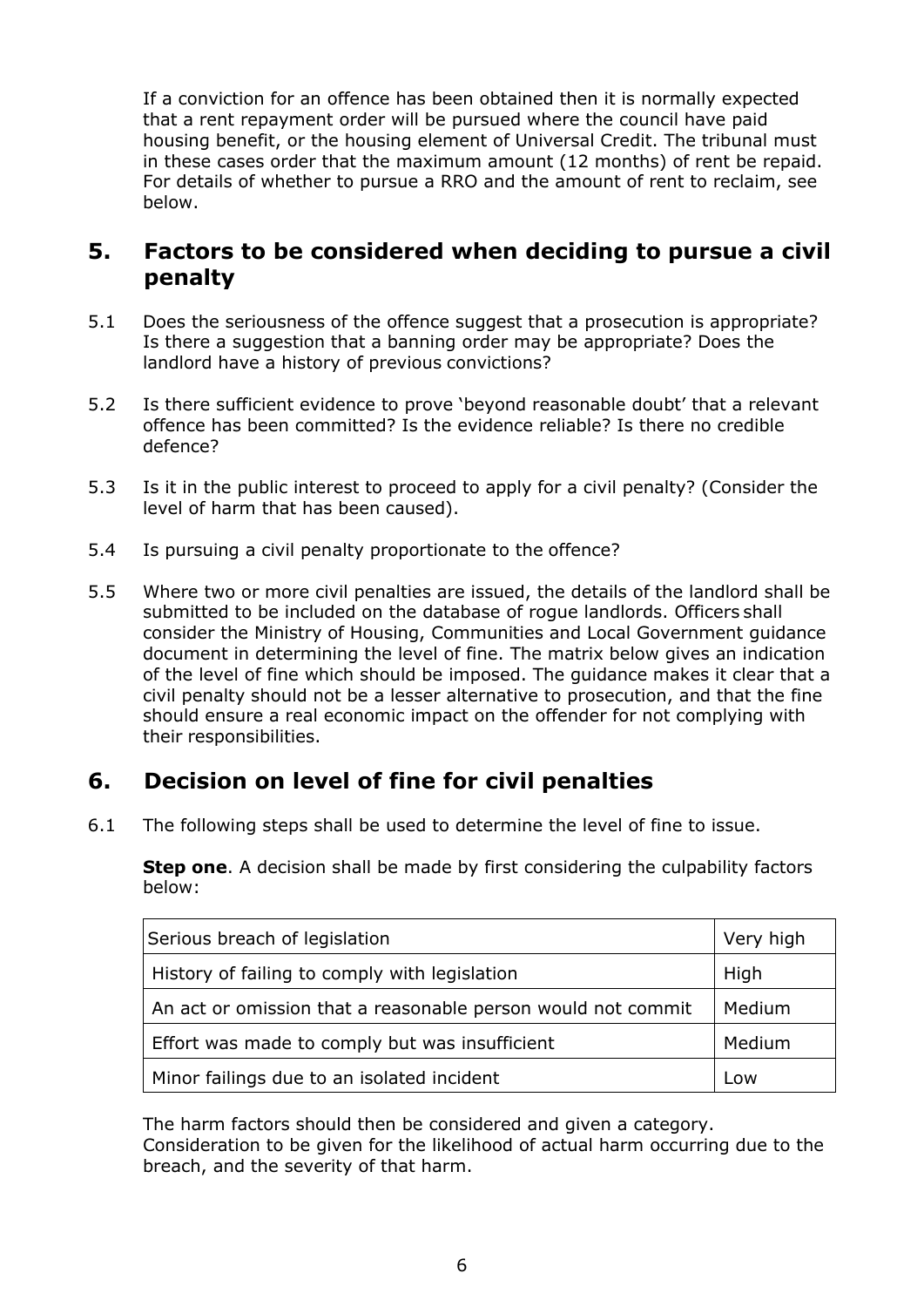If a conviction for an offence has been obtained then it is normally expected that a rent repayment order will be pursued where the council have paid housing benefit, or the housing element of Universal Credit. The tribunal must in these cases order that the maximum amount (12 months) of rent be repaid. For details of whether to pursue a RRO and the amount of rent to reclaim, see below.

## 5. Factors to be considered when deciding to pursue a civil penalty

5.1 Does the seriousness of the offence suggest that a prosecution is appropriate? Is there a suggestion that a banning order may be appropriate? Does the landlord have a history of previous convictions?

5.2 Is there sufficient evidence to prove 'beyond reasonable doubt' that a relevant offence has been committed? Is the evidence reliable? Is there no credible defence?

5.3 Is it in the public interest to proceed to apply for a civil penalty? (Consider the level of harm that has been caused).

5.4 Is pursuing a civil penalty proportionate to the offence?

5.5 Where two or more civil penalties are issued, the details of the landlord shall be submitted to be included on the database of rogue landlords. Officers shall consider the Ministry of Housing, Communities and Local Government guidance document in determining the level of fine. The matrix below gives an indication of the level of fine which should be imposed. The guidance makes it clear that a civil penalty should not be a lesser alternative to prosecution, and that the fine should ensure a real economic impact on the offender for not complying with their responsibilities.

## 6. Decision on level of fine for civil penalties

6.1 The following steps shall be used to determine the level of fine to issue.

**Step one**. A decision shall be made by first considering the culpability factors below:

| | |
|---|---|
| Serious breach of legislation | Very high |
| History of failing to comply with legislation | High |
| An act or omission that a reasonable person would not commit | Medium |
| Effort was made to comply but was insufficient | Medium |
| Minor failings due to an isolated incident | Low |

The harm factors should then be considered and given a category. Consideration to be given for the likelihood of actual harm occurring due to the breach, and the severity of that harm.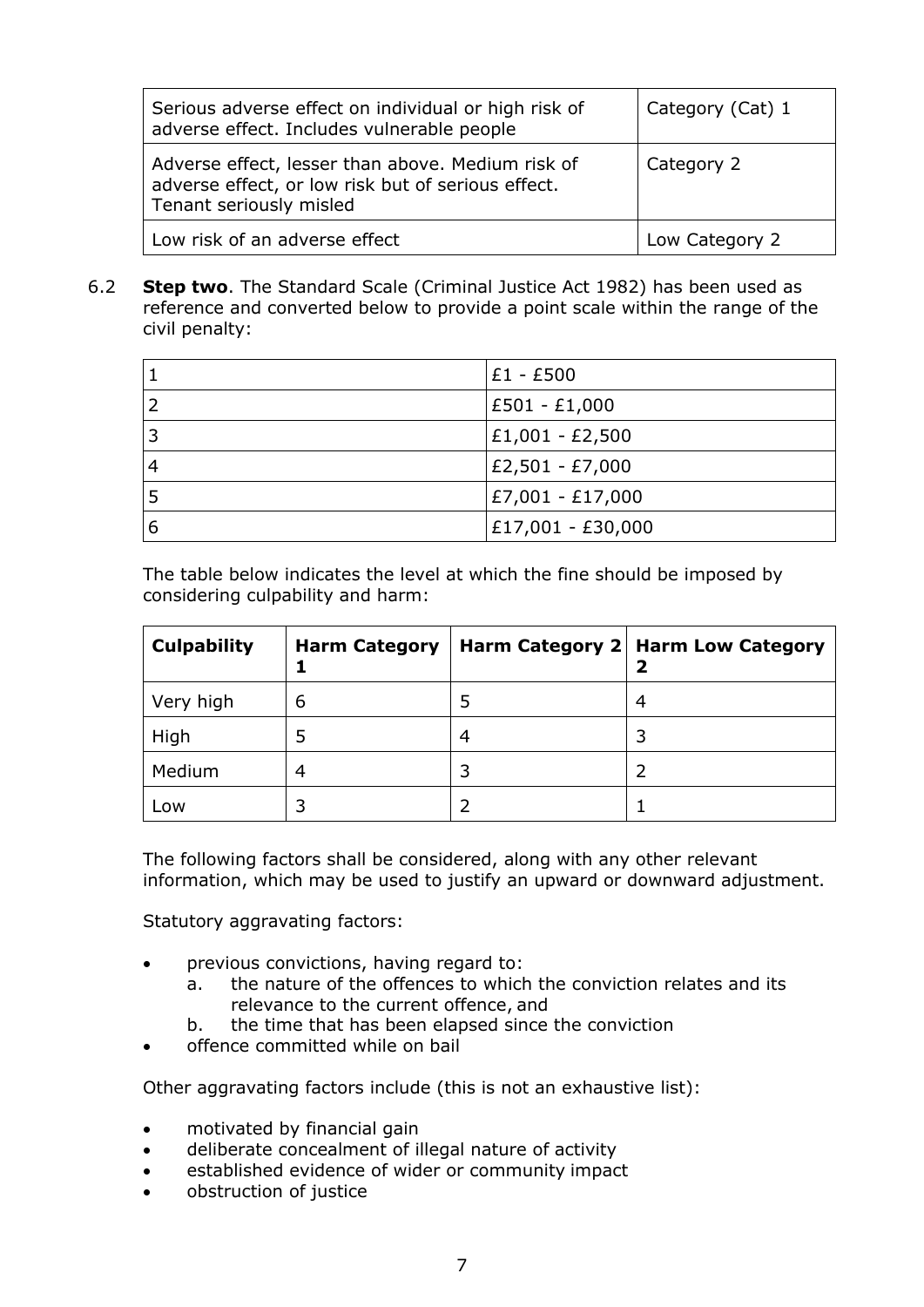| Serious adverse effect on individual or high risk of adverse effect. Includes vulnerable people | Category (Cat) 1 |
|---|---|
| Adverse effect, lesser than above. Medium risk of adverse effect, or low risk but of serious effect. Tenant seriously misled | Category 2 |
| Low risk of an adverse effect | Low Category 2 |

6.2 **Step two**. The Standard Scale (Criminal Justice Act 1982) has been used as reference and converted below to provide a point scale within the range of the civil penalty:

| | |
|---|---|
| 1 | £1 - £500 |
| 2 | £501 - £1,000 |
| 3 | £1,001 - £2,500 |
| 4 | £2,501 - £7,000 |
| 5 | £7,001 - £17,000 |
| 6 | £17,001 - £30,000 |

The table below indicates the level at which the fine should be imposed by considering culpability and harm:

| **Culpability** | **Harm Category 1** | **Harm Category 2** | **Harm Low Category 2** |
|---|---|---|---|
| Very high | 6 | 5 | 4 |
| High | 5 | 4 | 3 |
| Medium | 4 | 3 | 2 |
| Low | 3 | 2 | 1 |

The following factors shall be considered, along with any other relevant information, which may be used to justify an upward or downward adjustment.

Statutory aggravating factors:

- previous convictions, having regard to:
  a. the nature of the offences to which the conviction relates and its relevance to the current offence, and
  b. the time that has been elapsed since the conviction
- offence committed while on bail

Other aggravating factors include (this is not an exhaustive list):

- motivated by financial gain
- deliberate concealment of illegal nature of activity
- established evidence of wider or community impact
- obstruction of justice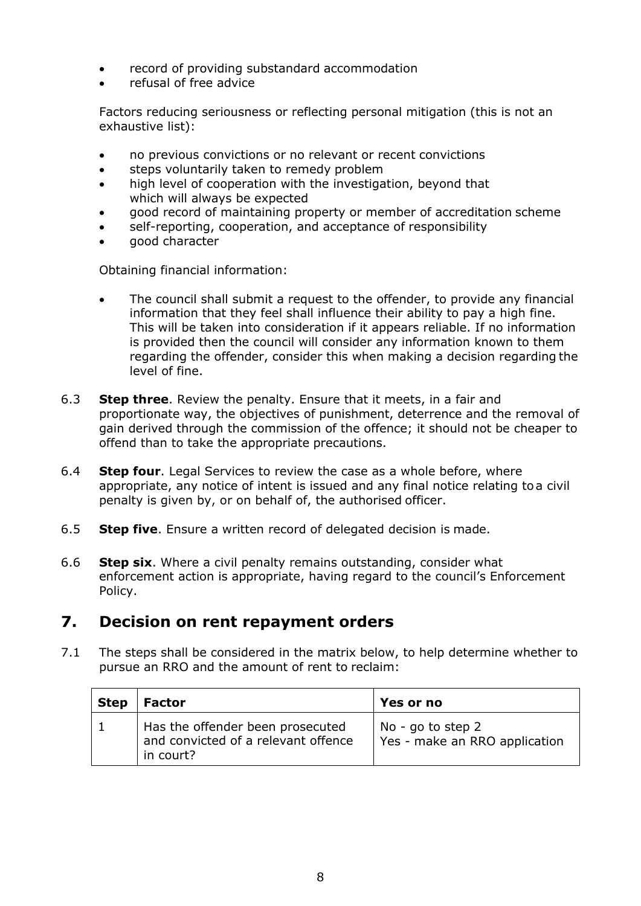- record of providing substandard accommodation
- refusal of free advice

Factors reducing seriousness or reflecting personal mitigation (this is not an exhaustive list):

- no previous convictions or no relevant or recent convictions
- steps voluntarily taken to remedy problem
- high level of cooperation with the investigation, beyond that which will always be expected
- good record of maintaining property or member of accreditation scheme
- self-reporting, cooperation, and acceptance of responsibility
- good character

Obtaining financial information:

- The council shall submit a request to the offender, to provide any financial information that they feel shall influence their ability to pay a high fine. This will be taken into consideration if it appears reliable. If no information is provided then the council will consider any information known to them regarding the offender, consider this when making a decision regarding the level of fine.

6.3 **Step three**. Review the penalty. Ensure that it meets, in a fair and proportionate way, the objectives of punishment, deterrence and the removal of gain derived through the commission of the offence; it should not be cheaper to offend than to take the appropriate precautions.

6.4 **Step four**. Legal Services to review the case as a whole before, where appropriate, any notice of intent is issued and any final notice relating to a civil penalty is given by, or on behalf of, the authorised officer.

6.5 **Step five**. Ensure a written record of delegated decision is made.

6.6 **Step six**. Where a civil penalty remains outstanding, consider what enforcement action is appropriate, having regard to the council's Enforcement Policy.

## 7. Decision on rent repayment orders

7.1 The steps shall be considered in the matrix below, to help determine whether to pursue an RRO and the amount of rent to reclaim:

| Step | Factor | Yes or no |
| --- | --- | --- |
| 1 | Has the offender been prosecuted and convicted of a relevant offence in court? | No - go to step 2<br>Yes - make an RRO application |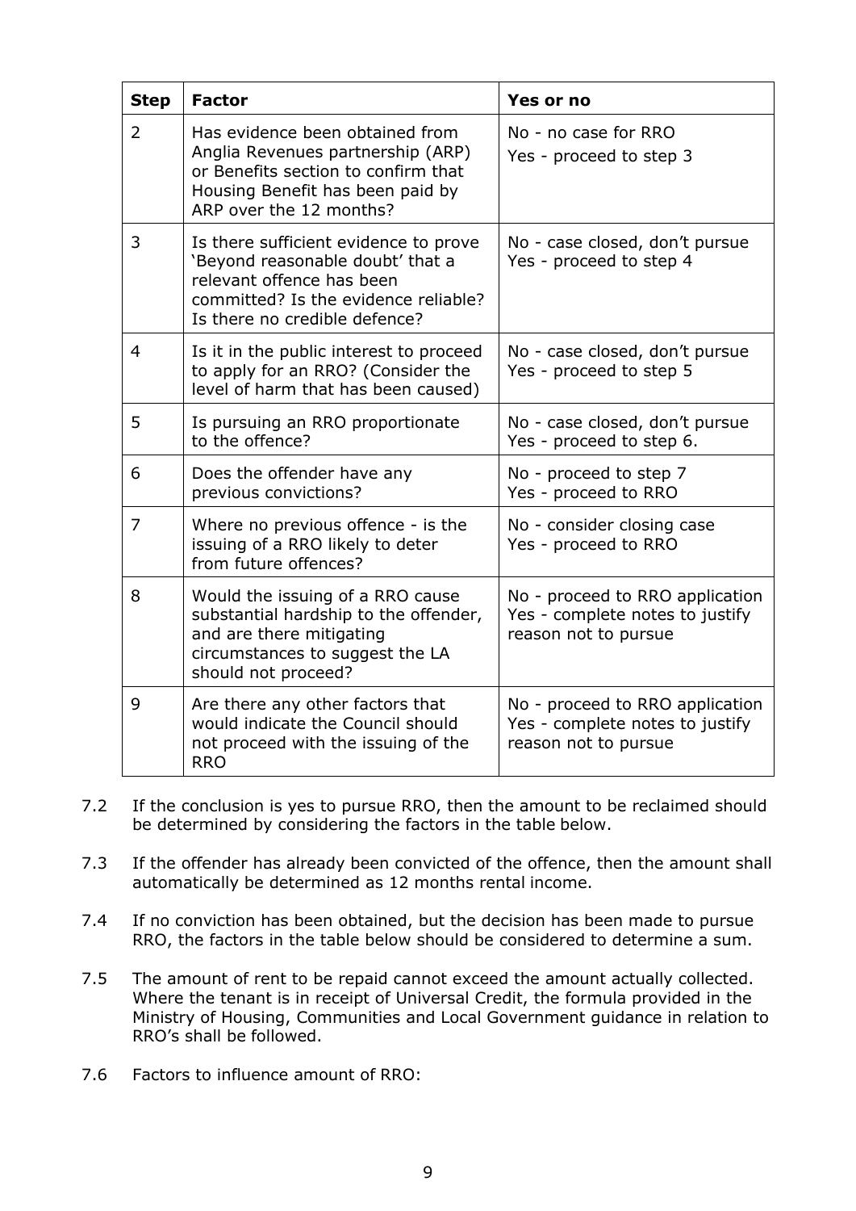| Step | Factor | Yes or no |
|---|---|---|
| 2 | Has evidence been obtained from Anglia Revenues partnership (ARP) or Benefits section to confirm that Housing Benefit has been paid by ARP over the 12 months? | No - no case for RRO<br>Yes - proceed to step 3 |
| 3 | Is there sufficient evidence to prove 'Beyond reasonable doubt' that a relevant offence has been committed? Is the evidence reliable? Is there no credible defence? | No - case closed, don't pursue<br>Yes - proceed to step 4 |
| 4 | Is it in the public interest to proceed to apply for an RRO? (Consider the level of harm that has been caused) | No - case closed, don't pursue<br>Yes - proceed to step 5 |
| 5 | Is pursuing an RRO proportionate to the offence? | No - case closed, don't pursue<br>Yes - proceed to step 6. |
| 6 | Does the offender have any previous convictions? | No - proceed to step 7<br>Yes - proceed to RRO |
| 7 | Where no previous offence - is the issuing of a RRO likely to deter from future offences? | No - consider closing case<br>Yes - proceed to RRO |
| 8 | Would the issuing of a RRO cause substantial hardship to the offender, and are there mitigating circumstances to suggest the LA should not proceed? | No - proceed to RRO application<br>Yes - complete notes to justify reason not to pursue |
| 9 | Are there any other factors that would indicate the Council should not proceed with the issuing of the RRO | No - proceed to RRO application<br>Yes - complete notes to justify reason not to pursue |

7.2 If the conclusion is yes to pursue RRO, then the amount to be reclaimed should be determined by considering the factors in the table below.

7.3 If the offender has already been convicted of the offence, then the amount shall automatically be determined as 12 months rental income.

7.4 If no conviction has been obtained, but the decision has been made to pursue RRO, the factors in the table below should be considered to determine a sum.

7.5 The amount of rent to be repaid cannot exceed the amount actually collected. Where the tenant is in receipt of Universal Credit, the formula provided in the Ministry of Housing, Communities and Local Government guidance in relation to RRO's shall be followed.

7.6 Factors to influence amount of RRO: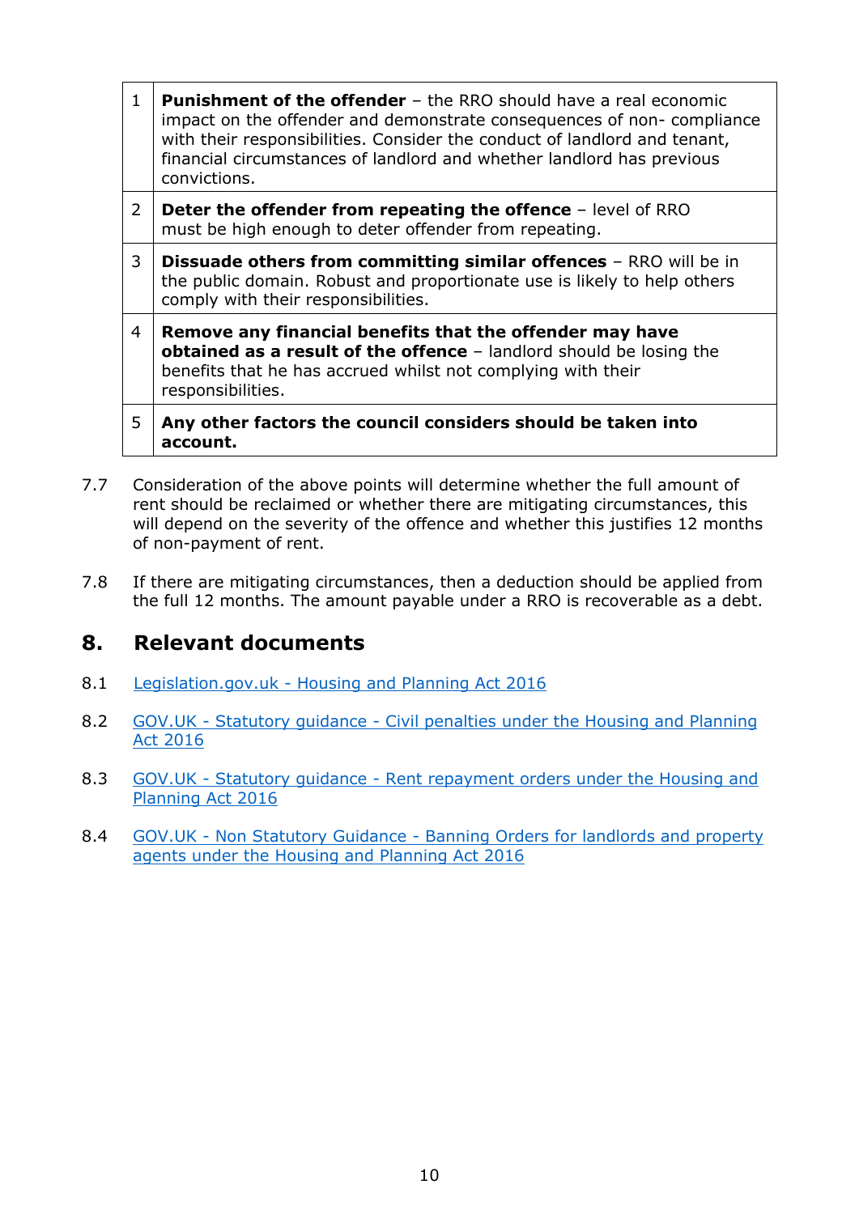| | |
|---|---|
| 1 | **Punishment of the offender** – the RRO should have a real economic impact on the offender and demonstrate consequences of non- compliance with their responsibilities. Consider the conduct of landlord and tenant, financial circumstances of landlord and whether landlord has previous convictions. |
| 2 | **Deter the offender from repeating the offence** – level of RRO must be high enough to deter offender from repeating. |
| 3 | **Dissuade others from committing similar offences** – RRO will be in the public domain. Robust and proportionate use is likely to help others comply with their responsibilities. |
| 4 | **Remove any financial benefits that the offender may have obtained as a result of the offence** – landlord should be losing the benefits that he has accrued whilst not complying with their responsibilities. |
| 5 | **Any other factors the council considers should be taken into account.** |

7.7 Consideration of the above points will determine whether the full amount of rent should be reclaimed or whether there are mitigating circumstances, this will depend on the severity of the offence and whether this justifies 12 months of non-payment of rent.

7.8 If there are mitigating circumstances, then a deduction should be applied from the full 12 months. The amount payable under a RRO is recoverable as a debt.

## 8. Relevant documents

8.1 Legislation.gov.uk - Housing and Planning Act 2016

8.2 GOV.UK - Statutory guidance - Civil penalties under the Housing and Planning Act 2016

8.3 GOV.UK - Statutory guidance - Rent repayment orders under the Housing and Planning Act 2016

8.4 GOV.UK - Non Statutory Guidance - Banning Orders for landlords and property agents under the Housing and Planning Act 2016